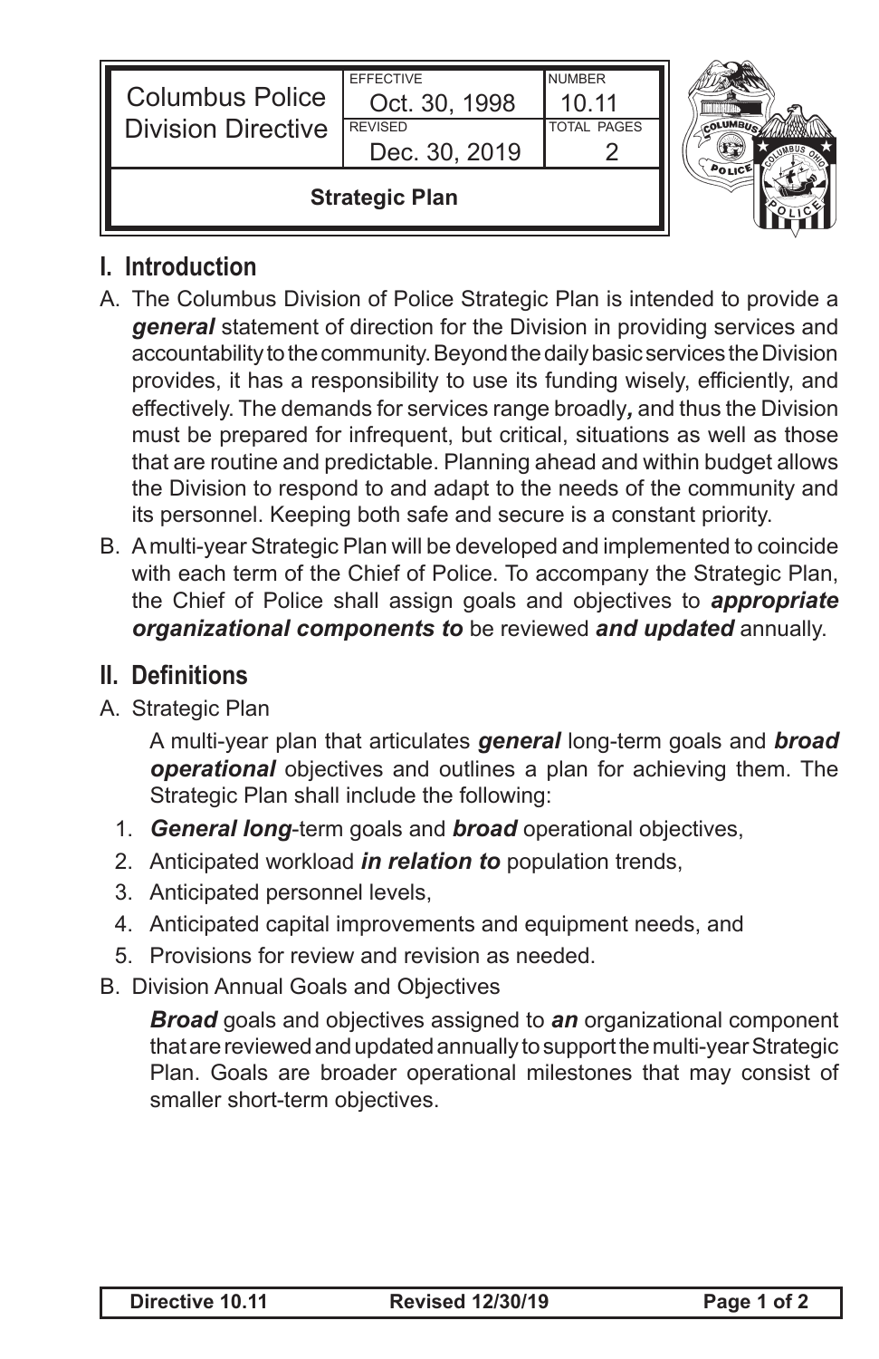| Columbus Police Division Directive | EFFECTIVE Oct. 30, 1998 | NUMBER 10.11 |
| --- | --- | --- |
| | REVISED Dec. 30, 2019 | TOTAL PAGES 2 |

**Strategic Plan**

## I. Introduction

A. The Columbus Division of Police Strategic Plan is intended to provide a ***general*** statement of direction for the Division in providing services and accountability to the community. Beyond the daily basic services the Division provides, it has a responsibility to use its funding wisely, efficiently, and effectively. The demands for services range broadly***,*** and thus the Division must be prepared for infrequent, but critical, situations as well as those that are routine and predictable. Planning ahead and within budget allows the Division to respond to and adapt to the needs of the community and its personnel. Keeping both safe and secure is a constant priority.

B. A multi-year Strategic Plan will be developed and implemented to coincide with each term of the Chief of Police. To accompany the Strategic Plan, the Chief of Police shall assign goals and objectives to ***appropriate organizational components to*** be reviewed ***and updated*** annually.

## II. Definitions

A. Strategic Plan

A multi-year plan that articulates ***general*** long-term goals and ***broad operational*** objectives and outlines a plan for achieving them. The Strategic Plan shall include the following:

1. ***General long***-term goals and ***broad*** operational objectives,
2. Anticipated workload ***in relation to*** population trends,
3. Anticipated personnel levels,
4. Anticipated capital improvements and equipment needs, and
5. Provisions for review and revision as needed.

B. Division Annual Goals and Objectives

***Broad*** goals and objectives assigned to ***an*** organizational component that are reviewed and updated annually to support the multi-year Strategic Plan. Goals are broader operational milestones that may consist of smaller short-term objectives.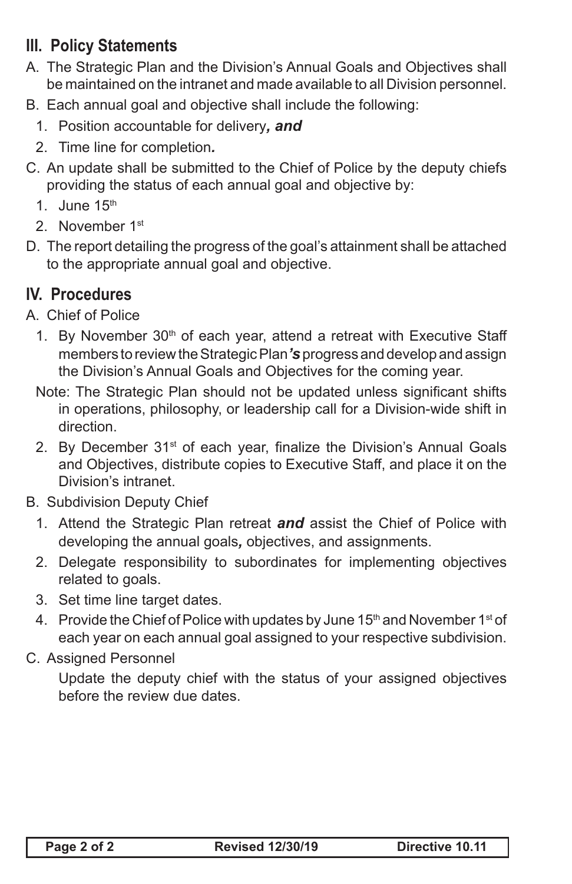## III. Policy Statements

A. The Strategic Plan and the Division's Annual Goals and Objectives shall be maintained on the intranet and made available to all Division personnel.

B. Each annual goal and objective shall include the following:

   1. Position accountable for delivery***, and***
   2. Time line for completion***.***

C. An update shall be submitted to the Chief of Police by the deputy chiefs providing the status of each annual goal and objective by:

   1. June 15th
   2. November 1st

D. The report detailing the progress of the goal's attainment shall be attached to the appropriate annual goal and objective.

## IV. Procedures

A. Chief of Police

   1. By November 30th of each year, attend a retreat with Executive Staff members to review the Strategic Plan***'s*** progress and develop and assign the Division's Annual Goals and Objectives for the coming year.

   Note: The Strategic Plan should not be updated unless significant shifts in operations, philosophy, or leadership call for a Division-wide shift in direction.

   2. By December 31st of each year, finalize the Division's Annual Goals and Objectives, distribute copies to Executive Staff, and place it on the Division's intranet.

B. Subdivision Deputy Chief

   1. Attend the Strategic Plan retreat ***and*** assist the Chief of Police with developing the annual goals***,*** objectives, and assignments.
   2. Delegate responsibility to subordinates for implementing objectives related to goals.
   3. Set time line target dates.
   4. Provide the Chief of Police with updates by June 15th and November 1st of each year on each annual goal assigned to your respective subdivision.

C. Assigned Personnel

   Update the deputy chief with the status of your assigned objectives before the review due dates.